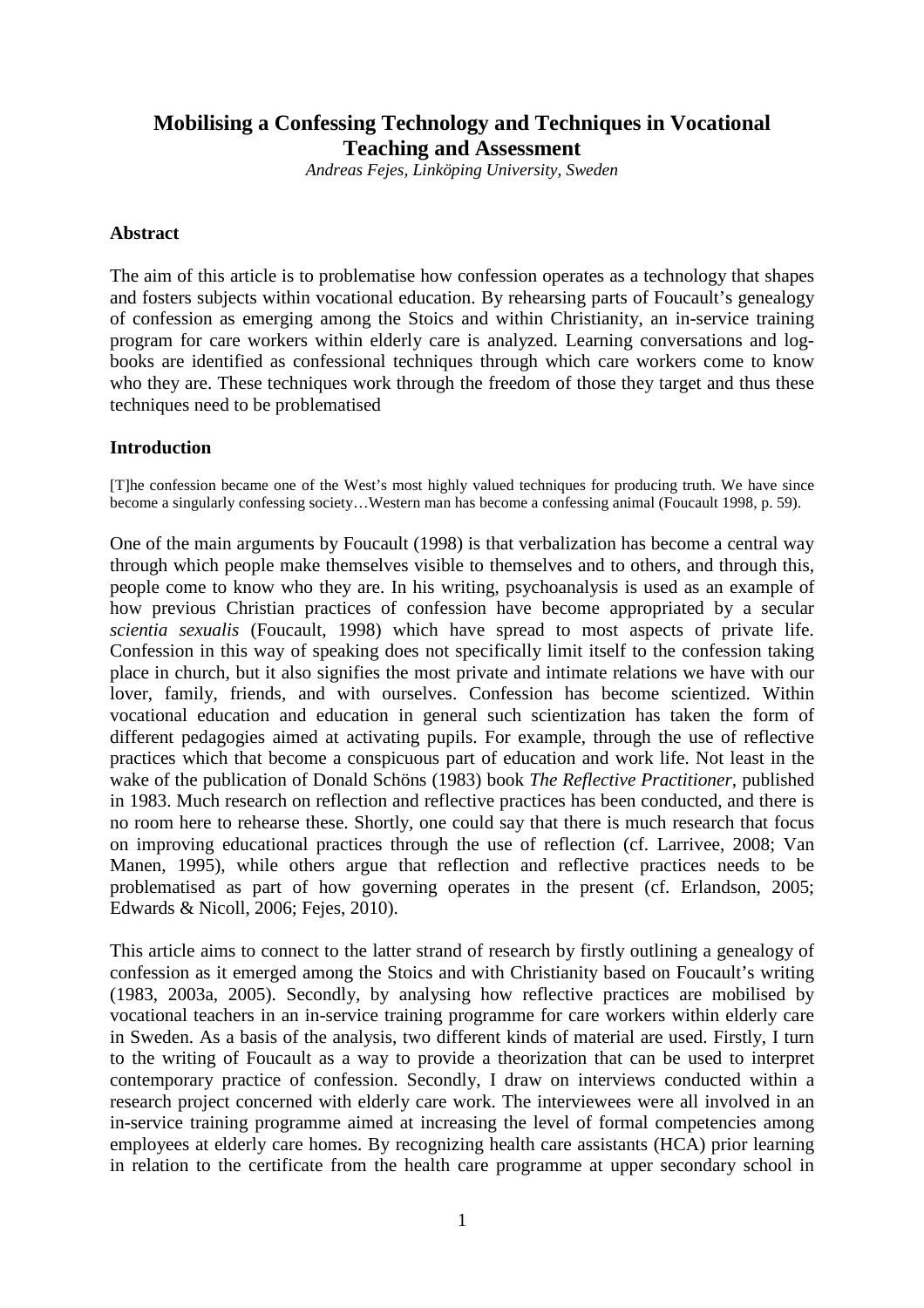# Mobilising a Confessing Technology and Techniques in Vocational Teaching and Assessment

*Andreas Fejes, Linköping University, Sweden*

## Abstract

The aim of this article is to problematise how confession operates as a technology that shapes and fosters subjects within vocational education. By rehearsing parts of Foucault's genealogy of confession as emerging among the Stoics and within Christianity, an in-service training program for care workers within elderly care is analyzed. Learning conversations and log-books are identified as confessional techniques through which care workers come to know who they are. These techniques work through the freedom of those they target and thus these techniques need to be problematised

## Introduction

[T]he confession became one of the West's most highly valued techniques for producing truth. We have since become a singularly confessing society…Western man has become a confessing animal (Foucault 1998, p. 59).

One of the main arguments by Foucault (1998) is that verbalization has become a central way through which people make themselves visible to themselves and to others, and through this, people come to know who they are. In his writing, psychoanalysis is used as an example of how previous Christian practices of confession have become appropriated by a secular *scientia sexualis* (Foucault, 1998) which have spread to most aspects of private life. Confession in this way of speaking does not specifically limit itself to the confession taking place in church, but it also signifies the most private and intimate relations we have with our lover, family, friends, and with ourselves. Confession has become scientized. Within vocational education and education in general such scientization has taken the form of different pedagogies aimed at activating pupils. For example, through the use of reflective practices which that become a conspicuous part of education and work life. Not least in the wake of the publication of Donald Schöns (1983) book *The Reflective Practitioner*, published in 1983. Much research on reflection and reflective practices has been conducted, and there is no room here to rehearse these. Shortly, one could say that there is much research that focus on improving educational practices through the use of reflection (cf. Larrivee, 2008; Van Manen, 1995), while others argue that reflection and reflective practices needs to be problematised as part of how governing operates in the present (cf. Erlandson, 2005; Edwards & Nicoll, 2006; Fejes, 2010).

This article aims to connect to the latter strand of research by firstly outlining a genealogy of confession as it emerged among the Stoics and with Christianity based on Foucault's writing (1983, 2003a, 2005). Secondly, by analysing how reflective practices are mobilised by vocational teachers in an in-service training programme for care workers within elderly care in Sweden. As a basis of the analysis, two different kinds of material are used. Firstly, I turn to the writing of Foucault as a way to provide a theorization that can be used to interpret contemporary practice of confession. Secondly, I draw on interviews conducted within a research project concerned with elderly care work. The interviewees were all involved in an in-service training programme aimed at increasing the level of formal competencies among employees at elderly care homes. By recognizing health care assistants (HCA) prior learning in relation to the certificate from the health care programme at upper secondary school in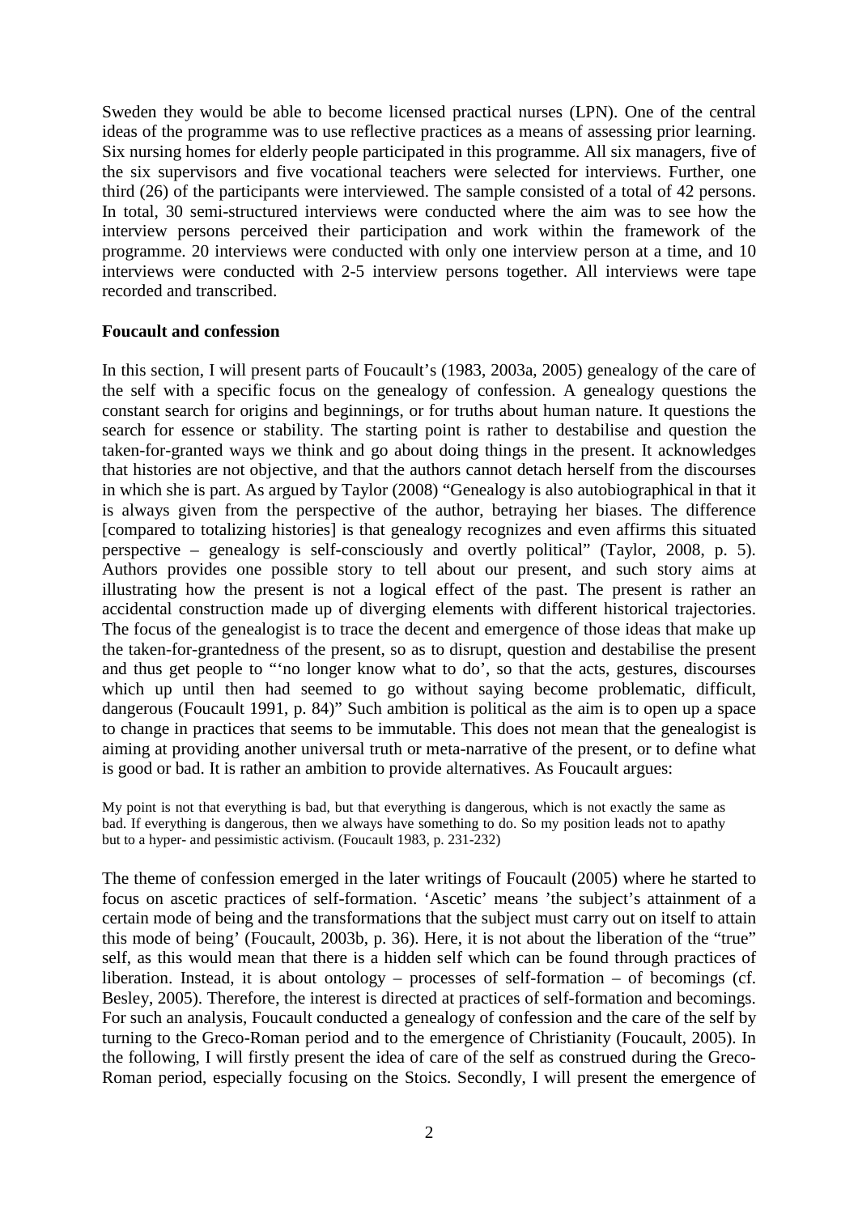Sweden they would be able to become licensed practical nurses (LPN). One of the central ideas of the programme was to use reflective practices as a means of assessing prior learning. Six nursing homes for elderly people participated in this programme. All six managers, five of the six supervisors and five vocational teachers were selected for interviews. Further, one third (26) of the participants were interviewed. The sample consisted of a total of 42 persons. In total, 30 semi-structured interviews were conducted where the aim was to see how the interview persons perceived their participation and work within the framework of the programme. 20 interviews were conducted with only one interview person at a time, and 10 interviews were conducted with 2-5 interview persons together. All interviews were tape recorded and transcribed.

**Foucault and confession**

In this section, I will present parts of Foucault's (1983, 2003a, 2005) genealogy of the care of the self with a specific focus on the genealogy of confession. A genealogy questions the constant search for origins and beginnings, or for truths about human nature. It questions the search for essence or stability. The starting point is rather to destabilise and question the taken-for-granted ways we think and go about doing things in the present. It acknowledges that histories are not objective, and that the authors cannot detach herself from the discourses in which she is part. As argued by Taylor (2008) "Genealogy is also autobiographical in that it is always given from the perspective of the author, betraying her biases. The difference [compared to totalizing histories] is that genealogy recognizes and even affirms this situated perspective – genealogy is self-consciously and overtly political" (Taylor, 2008, p. 5). Authors provides one possible story to tell about our present, and such story aims at illustrating how the present is not a logical effect of the past. The present is rather an accidental construction made up of diverging elements with different historical trajectories. The focus of the genealogist is to trace the decent and emergence of those ideas that make up the taken-for-grantedness of the present, so as to disrupt, question and destabilise the present and thus get people to "'no longer know what to do', so that the acts, gestures, discourses which up until then had seemed to go without saying become problematic, difficult, dangerous (Foucault 1991, p. 84)" Such ambition is political as the aim is to open up a space to change in practices that seems to be immutable. This does not mean that the genealogist is aiming at providing another universal truth or meta-narrative of the present, or to define what is good or bad. It is rather an ambition to provide alternatives. As Foucault argues:

> My point is not that everything is bad, but that everything is dangerous, which is not exactly the same as bad. If everything is dangerous, then we always have something to do. So my position leads not to apathy but to a hyper- and pessimistic activism. (Foucault 1983, p. 231-232)

The theme of confession emerged in the later writings of Foucault (2005) where he started to focus on ascetic practices of self-formation. 'Ascetic' means 'the subject's attainment of a certain mode of being and the transformations that the subject must carry out on itself to attain this mode of being' (Foucault, 2003b, p. 36). Here, it is not about the liberation of the "true" self, as this would mean that there is a hidden self which can be found through practices of liberation. Instead, it is about ontology – processes of self-formation – of becomings (cf. Besley, 2005). Therefore, the interest is directed at practices of self-formation and becomings. For such an analysis, Foucault conducted a genealogy of confession and the care of the self by turning to the Greco-Roman period and to the emergence of Christianity (Foucault, 2005). In the following, I will firstly present the idea of care of the self as construed during the Greco-Roman period, especially focusing on the Stoics. Secondly, I will present the emergence of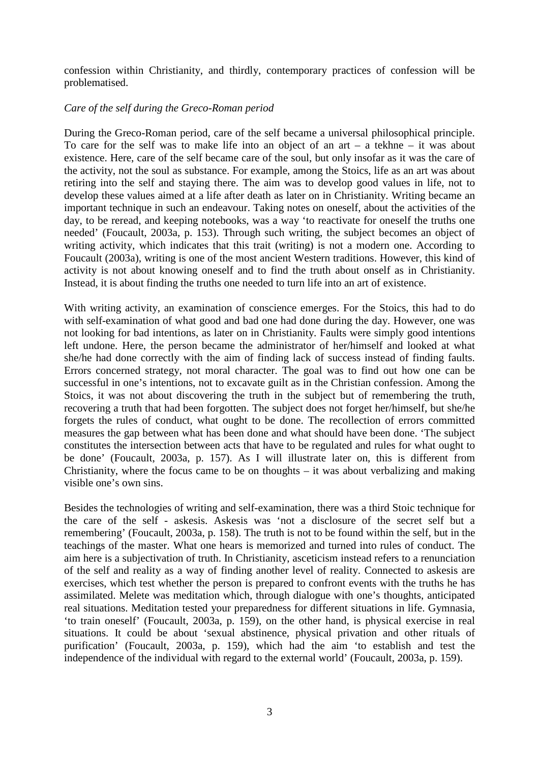confession within Christianity, and thirdly, contemporary practices of confession will be problematised.

*Care of the self during the Greco-Roman period*

During the Greco-Roman period, care of the self became a universal philosophical principle. To care for the self was to make life into an object of an art – a tekhne – it was about existence. Here, care of the self became care of the soul, but only insofar as it was the care of the activity, not the soul as substance. For example, among the Stoics, life as an art was about retiring into the self and staying there. The aim was to develop good values in life, not to develop these values aimed at a life after death as later on in Christianity. Writing became an important technique in such an endeavour. Taking notes on oneself, about the activities of the day, to be reread, and keeping notebooks, was a way 'to reactivate for oneself the truths one needed' (Foucault, 2003a, p. 153). Through such writing, the subject becomes an object of writing activity, which indicates that this trait (writing) is not a modern one. According to Foucault (2003a), writing is one of the most ancient Western traditions. However, this kind of activity is not about knowing oneself and to find the truth about onself as in Christianity. Instead, it is about finding the truths one needed to turn life into an art of existence.

With writing activity, an examination of conscience emerges. For the Stoics, this had to do with self-examination of what good and bad one had done during the day. However, one was not looking for bad intentions, as later on in Christianity. Faults were simply good intentions left undone. Here, the person became the administrator of her/himself and looked at what she/he had done correctly with the aim of finding lack of success instead of finding faults. Errors concerned strategy, not moral character. The goal was to find out how one can be successful in one's intentions, not to excavate guilt as in the Christian confession. Among the Stoics, it was not about discovering the truth in the subject but of remembering the truth, recovering a truth that had been forgotten. The subject does not forget her/himself, but she/he forgets the rules of conduct, what ought to be done. The recollection of errors committed measures the gap between what has been done and what should have been done. 'The subject constitutes the intersection between acts that have to be regulated and rules for what ought to be done' (Foucault, 2003a, p. 157). As I will illustrate later on, this is different from Christianity, where the focus came to be on thoughts – it was about verbalizing and making visible one's own sins.

Besides the technologies of writing and self-examination, there was a third Stoic technique for the care of the self - askesis. Askesis was 'not a disclosure of the secret self but a remembering' (Foucault, 2003a, p. 158). The truth is not to be found within the self, but in the teachings of the master. What one hears is memorized and turned into rules of conduct. The aim here is a subjectivation of truth. In Christianity, asceticism instead refers to a renunciation of the self and reality as a way of finding another level of reality. Connected to askesis are exercises, which test whether the person is prepared to confront events with the truths he has assimilated. Melete was meditation which, through dialogue with one's thoughts, anticipated real situations. Meditation tested your preparedness for different situations in life. Gymnasia, 'to train oneself' (Foucault, 2003a, p. 159), on the other hand, is physical exercise in real situations. It could be about 'sexual abstinence, physical privation and other rituals of purification' (Foucault, 2003a, p. 159), which had the aim 'to establish and test the independence of the individual with regard to the external world' (Foucault, 2003a, p. 159).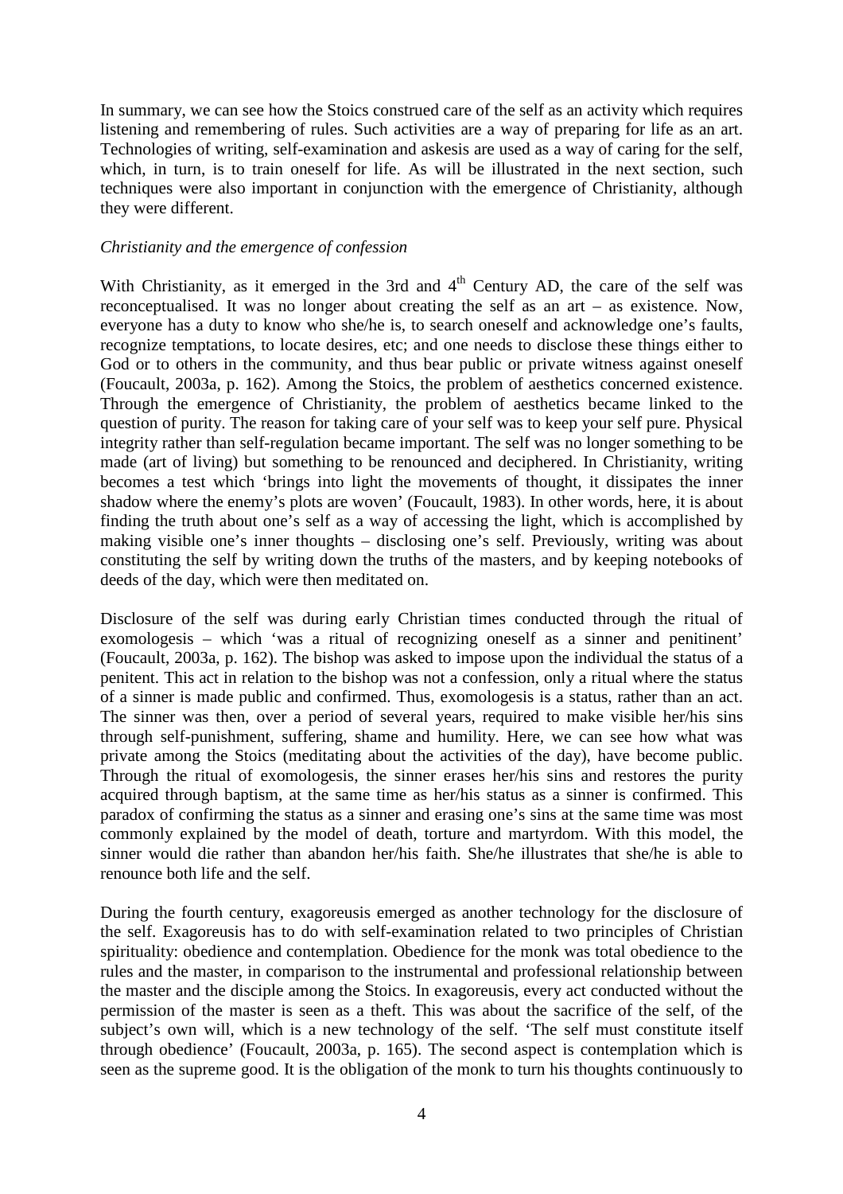In summary, we can see how the Stoics construed care of the self as an activity which requires listening and remembering of rules. Such activities are a way of preparing for life as an art. Technologies of writing, self-examination and askesis are used as a way of caring for the self, which, in turn, is to train oneself for life. As will be illustrated in the next section, such techniques were also important in conjunction with the emergence of Christianity, although they were different.

*Christianity and the emergence of confession*

With Christianity, as it emerged in the 3rd and 4th Century AD, the care of the self was reconceptualised. It was no longer about creating the self as an art – as existence. Now, everyone has a duty to know who she/he is, to search oneself and acknowledge one's faults, recognize temptations, to locate desires, etc; and one needs to disclose these things either to God or to others in the community, and thus bear public or private witness against oneself (Foucault, 2003a, p. 162). Among the Stoics, the problem of aesthetics concerned existence. Through the emergence of Christianity, the problem of aesthetics became linked to the question of purity. The reason for taking care of your self was to keep your self pure. Physical integrity rather than self-regulation became important. The self was no longer something to be made (art of living) but something to be renounced and deciphered. In Christianity, writing becomes a test which 'brings into light the movements of thought, it dissipates the inner shadow where the enemy's plots are woven' (Foucault, 1983). In other words, here, it is about finding the truth about one's self as a way of accessing the light, which is accomplished by making visible one's inner thoughts – disclosing one's self. Previously, writing was about constituting the self by writing down the truths of the masters, and by keeping notebooks of deeds of the day, which were then meditated on.

Disclosure of the self was during early Christian times conducted through the ritual of exomologesis – which 'was a ritual of recognizing oneself as a sinner and penitinent' (Foucault, 2003a, p. 162). The bishop was asked to impose upon the individual the status of a penitent. This act in relation to the bishop was not a confession, only a ritual where the status of a sinner is made public and confirmed. Thus, exomologesis is a status, rather than an act. The sinner was then, over a period of several years, required to make visible her/his sins through self-punishment, suffering, shame and humility. Here, we can see how what was private among the Stoics (meditating about the activities of the day), have become public. Through the ritual of exomologesis, the sinner erases her/his sins and restores the purity acquired through baptism, at the same time as her/his status as a sinner is confirmed. This paradox of confirming the status as a sinner and erasing one's sins at the same time was most commonly explained by the model of death, torture and martyrdom. With this model, the sinner would die rather than abandon her/his faith. She/he illustrates that she/he is able to renounce both life and the self.

During the fourth century, exagoreusis emerged as another technology for the disclosure of the self. Exagoreusis has to do with self-examination related to two principles of Christian spirituality: obedience and contemplation. Obedience for the monk was total obedience to the rules and the master, in comparison to the instrumental and professional relationship between the master and the disciple among the Stoics. In exagoreusis, every act conducted without the permission of the master is seen as a theft. This was about the sacrifice of the self, of the subject's own will, which is a new technology of the self. 'The self must constitute itself through obedience' (Foucault, 2003a, p. 165). The second aspect is contemplation which is seen as the supreme good. It is the obligation of the monk to turn his thoughts continuously to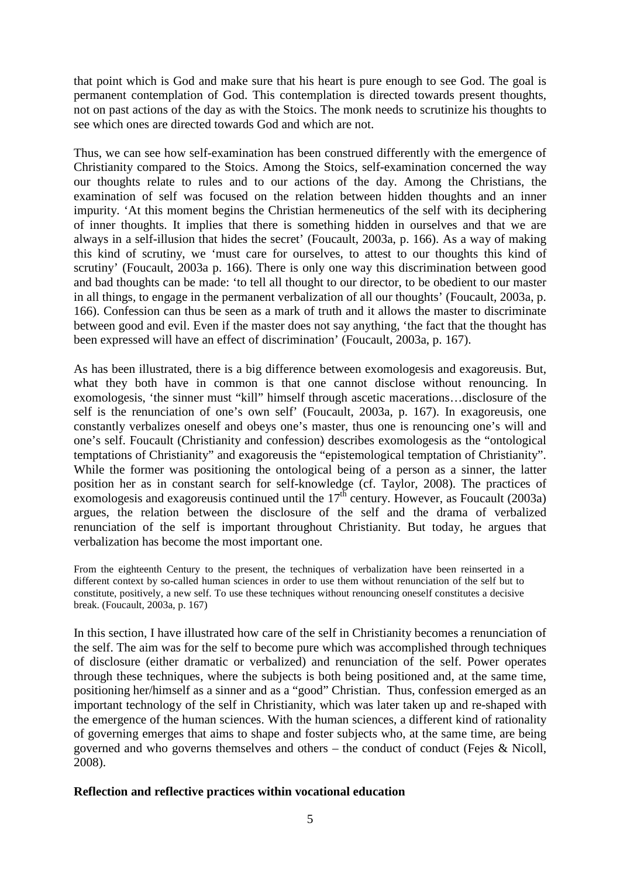that point which is God and make sure that his heart is pure enough to see God. The goal is permanent contemplation of God. This contemplation is directed towards present thoughts, not on past actions of the day as with the Stoics. The monk needs to scrutinize his thoughts to see which ones are directed towards God and which are not.

Thus, we can see how self-examination has been construed differently with the emergence of Christianity compared to the Stoics. Among the Stoics, self-examination concerned the way our thoughts relate to rules and to our actions of the day. Among the Christians, the examination of self was focused on the relation between hidden thoughts and an inner impurity. 'At this moment begins the Christian hermeneutics of the self with its deciphering of inner thoughts. It implies that there is something hidden in ourselves and that we are always in a self-illusion that hides the secret' (Foucault, 2003a, p. 166). As a way of making this kind of scrutiny, we 'must care for ourselves, to attest to our thoughts this kind of scrutiny' (Foucault, 2003a p. 166). There is only one way this discrimination between good and bad thoughts can be made: 'to tell all thought to our director, to be obedient to our master in all things, to engage in the permanent verbalization of all our thoughts' (Foucault, 2003a, p. 166). Confession can thus be seen as a mark of truth and it allows the master to discriminate between good and evil. Even if the master does not say anything, 'the fact that the thought has been expressed will have an effect of discrimination' (Foucault, 2003a, p. 167).

As has been illustrated, there is a big difference between exomologesis and exagoreusis. But, what they both have in common is that one cannot disclose without renouncing. In exomologesis, 'the sinner must "kill" himself through ascetic macerations…disclosure of the self is the renunciation of one's own self' (Foucault, 2003a, p. 167). In exagoreusis, one constantly verbalizes oneself and obeys one's master, thus one is renouncing one's will and one's self. Foucault (Christianity and confession) describes exomologesis as the "ontological temptations of Christianity" and exagoreusis the "epistemological temptation of Christianity". While the former was positioning the ontological being of a person as a sinner, the latter position her as in constant search for self-knowledge (cf. Taylor, 2008). The practices of exomologesis and exagoreusis continued until the 17th century. However, as Foucault (2003a) argues, the relation between the disclosure of the self and the drama of verbalized renunciation of the self is important throughout Christianity. But today, he argues that verbalization has become the most important one.

> From the eighteenth Century to the present, the techniques of verbalization have been reinserted in a different context by so-called human sciences in order to use them without renunciation of the self but to constitute, positively, a new self. To use these techniques without renouncing oneself constitutes a decisive break. (Foucault, 2003a, p. 167)

In this section, I have illustrated how care of the self in Christianity becomes a renunciation of the self. The aim was for the self to become pure which was accomplished through techniques of disclosure (either dramatic or verbalized) and renunciation of the self. Power operates through these techniques, where the subjects is both being positioned and, at the same time, positioning her/himself as a sinner and as a "good" Christian. Thus, confession emerged as an important technology of the self in Christianity, which was later taken up and re-shaped with the emergence of the human sciences. With the human sciences, a different kind of rationality of governing emerges that aims to shape and foster subjects who, at the same time, are being governed and who governs themselves and others – the conduct of conduct (Fejes & Nicoll, 2008).

**Reflection and reflective practices within vocational education**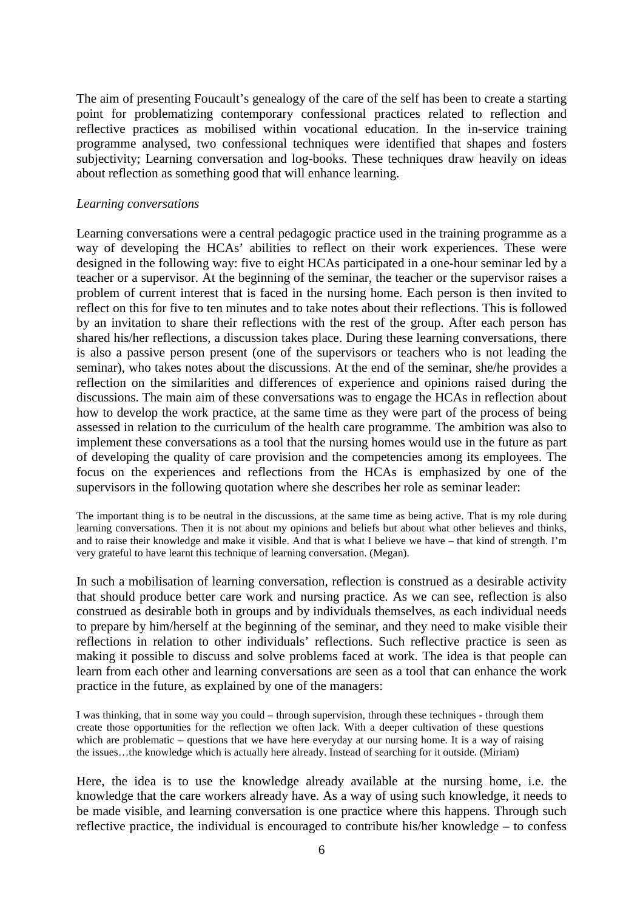The aim of presenting Foucault's genealogy of the care of the self has been to create a starting point for problematizing contemporary confessional practices related to reflection and reflective practices as mobilised within vocational education. In the in-service training programme analysed, two confessional techniques were identified that shapes and fosters subjectivity; Learning conversation and log-books. These techniques draw heavily on ideas about reflection as something good that will enhance learning.

*Learning conversations*

Learning conversations were a central pedagogic practice used in the training programme as a way of developing the HCAs' abilities to reflect on their work experiences. These were designed in the following way: five to eight HCAs participated in a one-hour seminar led by a teacher or a supervisor. At the beginning of the seminar, the teacher or the supervisor raises a problem of current interest that is faced in the nursing home. Each person is then invited to reflect on this for five to ten minutes and to take notes about their reflections. This is followed by an invitation to share their reflections with the rest of the group. After each person has shared his/her reflections, a discussion takes place. During these learning conversations, there is also a passive person present (one of the supervisors or teachers who is not leading the seminar), who takes notes about the discussions. At the end of the seminar, she/he provides a reflection on the similarities and differences of experience and opinions raised during the discussions. The main aim of these conversations was to engage the HCAs in reflection about how to develop the work practice, at the same time as they were part of the process of being assessed in relation to the curriculum of the health care programme. The ambition was also to implement these conversations as a tool that the nursing homes would use in the future as part of developing the quality of care provision and the competencies among its employees. The focus on the experiences and reflections from the HCAs is emphasized by one of the supervisors in the following quotation where she describes her role as seminar leader:

> The important thing is to be neutral in the discussions, at the same time as being active. That is my role during learning conversations. Then it is not about my opinions and beliefs but about what other believes and thinks, and to raise their knowledge and make it visible. And that is what I believe we have – that kind of strength. I'm very grateful to have learnt this technique of learning conversation. (Megan).

In such a mobilisation of learning conversation, reflection is construed as a desirable activity that should produce better care work and nursing practice. As we can see, reflection is also construed as desirable both in groups and by individuals themselves, as each individual needs to prepare by him/herself at the beginning of the seminar, and they need to make visible their reflections in relation to other individuals' reflections. Such reflective practice is seen as making it possible to discuss and solve problems faced at work. The idea is that people can learn from each other and learning conversations are seen as a tool that can enhance the work practice in the future, as explained by one of the managers:

> I was thinking, that in some way you could – through supervision, through these techniques - through them create those opportunities for the reflection we often lack. With a deeper cultivation of these questions which are problematic – questions that we have here everyday at our nursing home. It is a way of raising the issues…the knowledge which is actually here already. Instead of searching for it outside. (Miriam)

Here, the idea is to use the knowledge already available at the nursing home, i.e. the knowledge that the care workers already have. As a way of using such knowledge, it needs to be made visible, and learning conversation is one practice where this happens. Through such reflective practice, the individual is encouraged to contribute his/her knowledge – to confess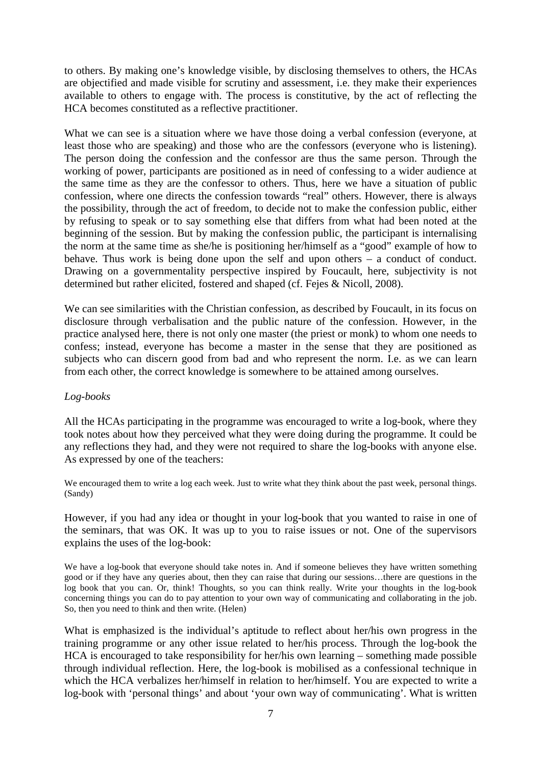to others. By making one's knowledge visible, by disclosing themselves to others, the HCAs are objectified and made visible for scrutiny and assessment, i.e. they make their experiences available to others to engage with. The process is constitutive, by the act of reflecting the HCA becomes constituted as a reflective practitioner.

What we can see is a situation where we have those doing a verbal confession (everyone, at least those who are speaking) and those who are the confessors (everyone who is listening). The person doing the confession and the confessor are thus the same person. Through the working of power, participants are positioned as in need of confessing to a wider audience at the same time as they are the confessor to others. Thus, here we have a situation of public confession, where one directs the confession towards "real" others. However, there is always the possibility, through the act of freedom, to decide not to make the confession public, either by refusing to speak or to say something else that differs from what had been noted at the beginning of the session. But by making the confession public, the participant is internalising the norm at the same time as she/he is positioning her/himself as a "good" example of how to behave. Thus work is being done upon the self and upon others – a conduct of conduct. Drawing on a governmentality perspective inspired by Foucault, here, subjectivity is not determined but rather elicited, fostered and shaped (cf. Fejes & Nicoll, 2008).

We can see similarities with the Christian confession, as described by Foucault, in its focus on disclosure through verbalisation and the public nature of the confession. However, in the practice analysed here, there is not only one master (the priest or monk) to whom one needs to confess; instead, everyone has become a master in the sense that they are positioned as subjects who can discern good from bad and who represent the norm. I.e. as we can learn from each other, the correct knowledge is somewhere to be attained among ourselves.

*Log-books*

All the HCAs participating in the programme was encouraged to write a log-book, where they took notes about how they perceived what they were doing during the programme. It could be any reflections they had, and they were not required to share the log-books with anyone else. As expressed by one of the teachers:

> We encouraged them to write a log each week. Just to write what they think about the past week, personal things. (Sandy)

However, if you had any idea or thought in your log-book that you wanted to raise in one of the seminars, that was OK. It was up to you to raise issues or not. One of the supervisors explains the uses of the log-book:

> We have a log-book that everyone should take notes in. And if someone believes they have written something good or if they have any queries about, or think! Thoughts, then they can raise that during our sessions…there are questions in the log book that you can. Or, think! Thoughts, so you can think really. Write your thoughts in the log-book concerning things you can do to pay attention to your own way of communicating and collaborating in the job. So, then you need to think and then write. (Helen)

What is emphasized is the individual's aptitude to reflect about her/his own progress in the training programme or any other issue related to her/his process. Through the log-book the HCA is encouraged to take responsibility for her/his own learning – something made possible through individual reflection. Here, the log-book is mobilised as a confessional technique in which the HCA verbalizes her/himself in relation to her/himself. You are expected to write a log-book with 'personal things' and about 'your own way of communicating'. What is written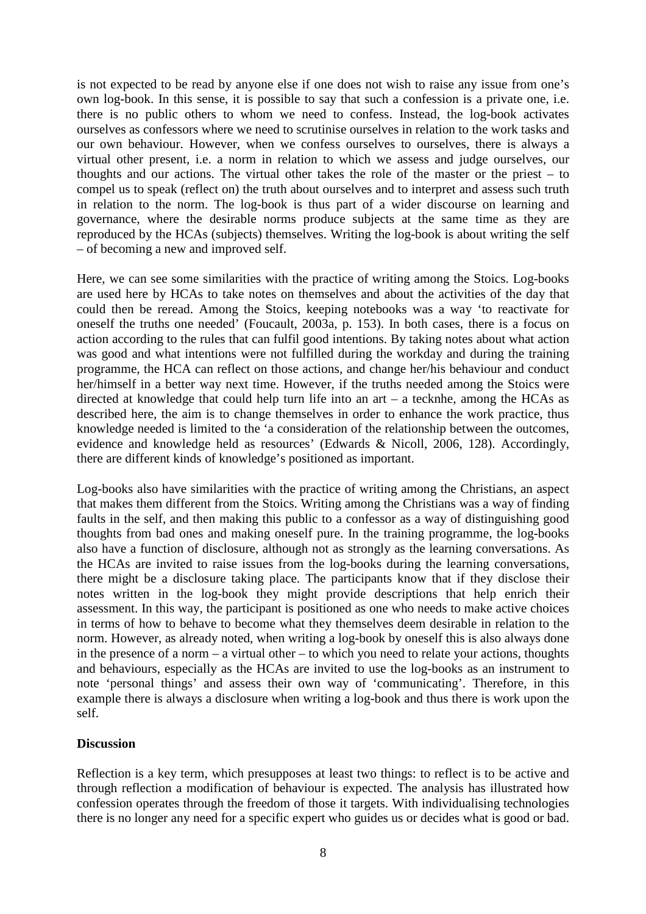is not expected to be read by anyone else if one does not wish to raise any issue from one's own log-book. In this sense, it is possible to say that such a confession is a private one, i.e. there is no public others to whom we need to confess. Instead, the log-book activates ourselves as confessors where we need to scrutinise ourselves in relation to the work tasks and our own behaviour. However, when we confess ourselves to ourselves, there is always a virtual other present, i.e. a norm in relation to which we assess and judge ourselves, our thoughts and our actions. The virtual other takes the role of the master or the priest – to compel us to speak (reflect on) the truth about ourselves and to interpret and assess such truth in relation to the norm. The log-book is thus part of a wider discourse on learning and governance, where the desirable norms produce subjects at the same time as they are reproduced by the HCAs (subjects) themselves. Writing the log-book is about writing the self – of becoming a new and improved self.

Here, we can see some similarities with the practice of writing among the Stoics. Log-books are used here by HCAs to take notes on themselves and about the activities of the day that could then be reread. Among the Stoics, keeping notebooks was a way 'to reactivate for oneself the truths one needed' (Foucault, 2003a, p. 153). In both cases, there is a focus on action according to the rules that can fulfil good intentions. By taking notes about what action was good and what intentions were not fulfilled during the workday and during the training programme, the HCA can reflect on those actions, and change her/his behaviour and conduct her/himself in a better way next time. However, if the truths needed among the Stoics were directed at knowledge that could help turn life into an art – a tecknhe, among the HCAs as described here, the aim is to change themselves in order to enhance the work practice, thus knowledge needed is limited to the 'a consideration of the relationship between the outcomes, evidence and knowledge held as resources' (Edwards & Nicoll, 2006, 128). Accordingly, there are different kinds of knowledge's positioned as important.

Log-books also have similarities with the practice of writing among the Christians, an aspect that makes them different from the Stoics. Writing among the Christians was a way of finding faults in the self, and then making this public to a confessor as a way of distinguishing good thoughts from bad ones and making oneself pure. In the training programme, the log-books also have a function of disclosure, although not as strongly as the learning conversations. As the HCAs are invited to raise issues from the log-books during the learning conversations, there might be a disclosure taking place. The participants know that if they disclose their notes written in the log-book they might provide descriptions that help enrich their assessment. In this way, the participant is positioned as one who needs to make active choices in terms of how to behave to become what they themselves deem desirable in relation to the norm. However, as already noted, when writing a log-book by oneself this is also always done in the presence of a norm – a virtual other – to which you need to relate your actions, thoughts and behaviours, especially as the HCAs are invited to use the log-books as an instrument to note 'personal things' and assess their own way of 'communicating'. Therefore, in this example there is always a disclosure when writing a log-book and thus there is work upon the self.

**Discussion**

Reflection is a key term, which presupposes at least two things: to reflect is to be active and through reflection a modification of behaviour is expected. The analysis has illustrated how confession operates through the freedom of those it targets. With individualising technologies there is no longer any need for a specific expert who guides us or decides what is good or bad.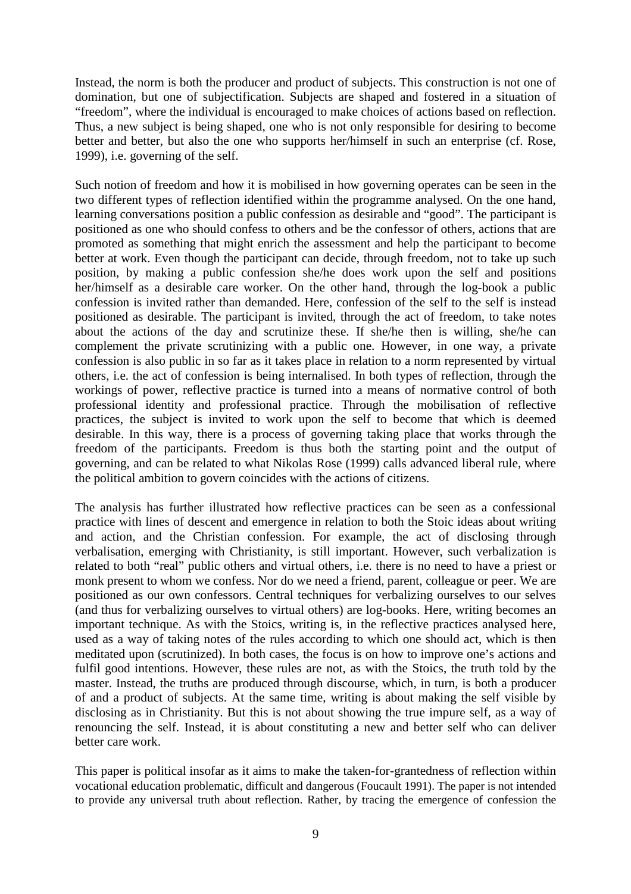Instead, the norm is both the producer and product of subjects. This construction is not one of domination, but one of subjectification. Subjects are shaped and fostered in a situation of "freedom", where the individual is encouraged to make choices of actions based on reflection. Thus, a new subject is being shaped, one who is not only responsible for desiring to become better and better, but also the one who supports her/himself in such an enterprise (cf. Rose, 1999), i.e. governing of the self.

Such notion of freedom and how it is mobilised in how governing operates can be seen in the two different types of reflection identified within the programme analysed. On the one hand, learning conversations position a public confession as desirable and "good". The participant is positioned as one who should confess to others and be the confessor of others, actions that are promoted as something that might enrich the assessment and help the participant to become better at work. Even though the participant can decide, through freedom, not to take up such position, by making a public confession she/he does work upon the self and positions her/himself as a desirable care worker. On the other hand, through the log-book a public confession is invited rather than demanded. Here, confession of the self to the self is instead positioned as desirable. The participant is invited, through the act of freedom, to take notes about the actions of the day and scrutinize these. If she/he then is willing, she/he can complement the private scrutinizing with a public one. However, in one way, a private confession is also public in so far as it takes place in relation to a norm represented by virtual others, i.e. the act of confession is being internalised. In both types of reflection, through the workings of power, reflective practice is turned into a means of normative control of both professional identity and professional practice. Through the mobilisation of reflective practices, the subject is invited to work upon the self to become that which is deemed desirable. In this way, there is a process of governing taking place that works through the freedom of the participants. Freedom is thus both the starting point and the output of governing, and can be related to what Nikolas Rose (1999) calls advanced liberal rule, where the political ambition to govern coincides with the actions of citizens.

The analysis has further illustrated how reflective practices can be seen as a confessional practice with lines of descent and emergence in relation to both the Stoic ideas about writing and action, and the Christian confession. For example, the act of disclosing through verbalisation, emerging with Christianity, is still important. However, such verbalization is related to both "real" public others and virtual others, i.e. there is no need to have a priest or monk present to whom we confess. Nor do we need a friend, parent, colleague or peer. We are positioned as our own confessors. Central techniques for verbalizing ourselves to our selves (and thus for verbalizing ourselves to virtual others) are log-books. Here, writing becomes an important technique. As with the Stoics, writing is, in the reflective practices analysed here, used as a way of taking notes of the rules according to which one should act, which is then meditated upon (scrutinized). In both cases, the focus is on how to improve one's actions and fulfil good intentions. However, these rules are not, as with the Stoics, the truth told by the master. Instead, the truths are produced through discourse, which, in turn, is both a producer of and a product of subjects. At the same time, writing is about making the self visible by disclosing as in Christianity. But this is not about showing the true impure self, as a way of renouncing the self. Instead, it is about constituting a new and better self who can deliver better care work.

This paper is political insofar as it aims to make the taken-for-grantedness of reflection within vocational education problematic, difficult and dangerous (Foucault 1991). The paper is not intended to provide any universal truth about reflection. Rather, by tracing the emergence of confession the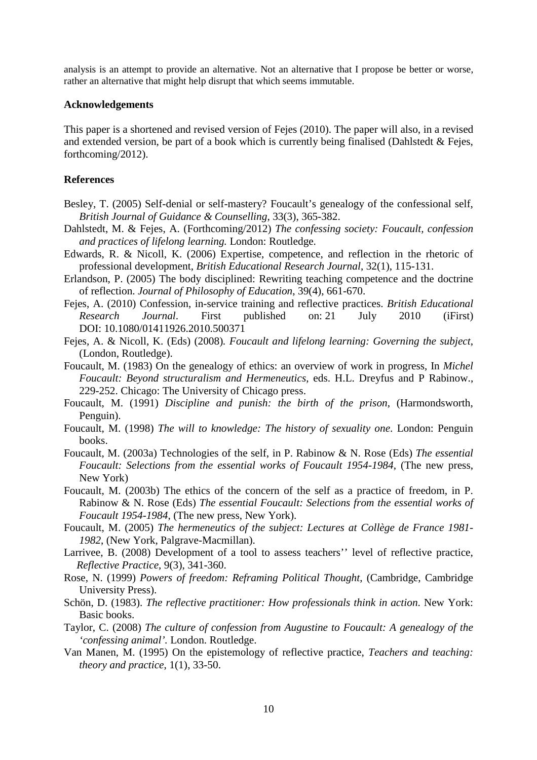analysis is an attempt to provide an alternative. Not an alternative that I propose be better or worse, rather an alternative that might help disrupt that which seems immutable.

**Acknowledgements**

This paper is a shortened and revised version of Fejes (2010). The paper will also, in a revised and extended version, be part of a book which is currently being finalised (Dahlstedt & Fejes, forthcoming/2012).

**References**

Besley, T. (2005) Self-denial or self-mastery? Foucault's genealogy of the confessional self, *British Journal of Guidance & Counselling*, 33(3), 365-382.

Dahlstedt, M. & Fejes, A. (Forthcoming/2012) *The confessing society: Foucault, confession and practices of lifelong learning.* London: Routledge.

Edwards, R. & Nicoll, K. (2006) Expertise, competence, and reflection in the rhetoric of professional development, *British Educational Research Journal*, 32(1), 115-131.

Erlandson, P. (2005) The body disciplined: Rewriting teaching competence and the doctrine of reflection. *Journal of Philosophy of Education*, 39(4), 661-670.

Fejes, A. (2010) Confession, in-service training and reflective practices. *British Educational Research Journal*. First published on: 21 July 2010 (iFirst) DOI: 10.1080/01411926.2010.500371

Fejes, A. & Nicoll, K. (Eds) (2008). *Foucault and lifelong learning: Governing the subject*, (London, Routledge).

Foucault, M. (1983) On the genealogy of ethics: an overview of work in progress, In *Michel Foucault: Beyond structuralism and Hermeneutics*, eds. H.L. Dreyfus and P Rabinow., 229-252. Chicago: The University of Chicago press.

Foucault, M. (1991) *Discipline and punish: the birth of the prison*, (Harmondsworth, Penguin).

Foucault, M. (1998) *The will to knowledge: The history of sexuality one*. London: Penguin books.

Foucault, M. (2003a) Technologies of the self, in P. Rabinow & N. Rose (Eds) *The essential Foucault: Selections from the essential works of Foucault 1954-1984*, (The new press, New York)

Foucault, M. (2003b) The ethics of the concern of the self as a practice of freedom, in P. Rabinow & N. Rose (Eds) *The essential Foucault: Selections from the essential works of Foucault 1954-1984*, (The new press, New York).

Foucault, M. (2005) *The hermeneutics of the subject: Lectures at Collège de France 1981-1982*, (New York, Palgrave-Macmillan).

Larrivee, B. (2008) Development of a tool to assess teachers'' level of reflective practice, *Reflective Practice*, 9(3), 341-360.

Rose, N. (1999) *Powers of freedom: Reframing Political Thought*, (Cambridge, Cambridge University Press).

Schön, D. (1983). *The reflective practitioner: How professionals think in action*. New York: Basic books.

Taylor, C. (2008) *The culture of confession from Augustine to Foucault: A genealogy of the 'confessing animal'*. London. Routledge.

Van Manen, M. (1995) On the epistemology of reflective practice, *Teachers and teaching: theory and practice*, 1(1), 33-50.